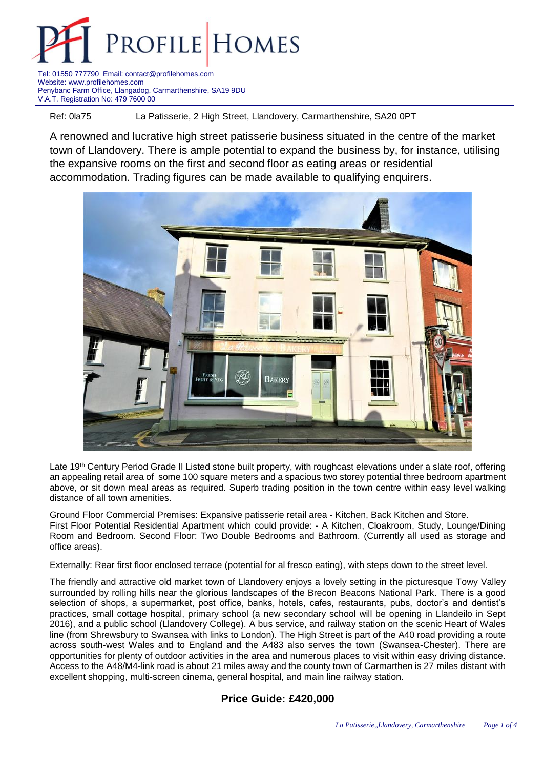# PROFILE HOMES

Tel: 01550 777790 Email: contact@profilehomes.com
Website: www.profilehomes.com
Penybanc Farm Office, Llangadog, Carmarthenshire, SA19 9DU
V.A.T. Registration No: 479 7600 00

Ref: 0la75 La Patisserie, 2 High Street, Llandovery, Carmarthenshire, SA20 0PT

A renowned and lucrative high street patisserie business situated in the centre of the market town of Llandovery. There is ample potential to expand the business by, for instance, utilising the expansive rooms on the first and second floor as eating areas or residential accommodation. Trading figures can be made available to qualifying enquirers.

Late 19th Century Period Grade II Listed stone built property, with roughcast elevations under a slate roof, offering an appealing retail area of some 100 square meters and a spacious two storey potential three bedroom apartment above, or sit down meal areas as required. Superb trading position in the town centre within easy level walking distance of all town amenities.

Ground Floor Commercial Premises: Expansive patisserie retail area - Kitchen, Back Kitchen and Store.
First Floor Potential Residential Apartment which could provide: - A Kitchen, Cloakroom, Study, Lounge/Dining Room and Bedroom. Second Floor: Two Double Bedrooms and Bathroom. (Currently all used as storage and office areas).

Externally: Rear first floor enclosed terrace (potential for al fresco eating), with steps down to the street level.

The friendly and attractive old market town of Llandovery enjoys a lovely setting in the picturesque Towy Valley surrounded by rolling hills near the glorious landscapes of the Brecon Beacons National Park. There is a good selection of shops, a supermarket, post office, banks, hotels, cafes, restaurants, pubs, doctor's and dentist's practices, small cottage hospital, primary school (a new secondary school will be opening in Llandeilo in Sept 2016), and a public school (Llandovery College). A bus service, and railway station on the scenic Heart of Wales line (from Shrewsbury to Swansea with links to London). The High Street is part of the A40 road providing a route across south-west Wales and to England and the A483 also serves the town (Swansea-Chester). There are opportunities for plenty of outdoor activities in the area and numerous places to visit within easy driving distance. Access to the A48/M4-link road is about 21 miles away and the county town of Carmarthen is 27 miles distant with excellent shopping, multi-screen cinema, general hospital, and main line railway station.

**Price Guide: £420,000**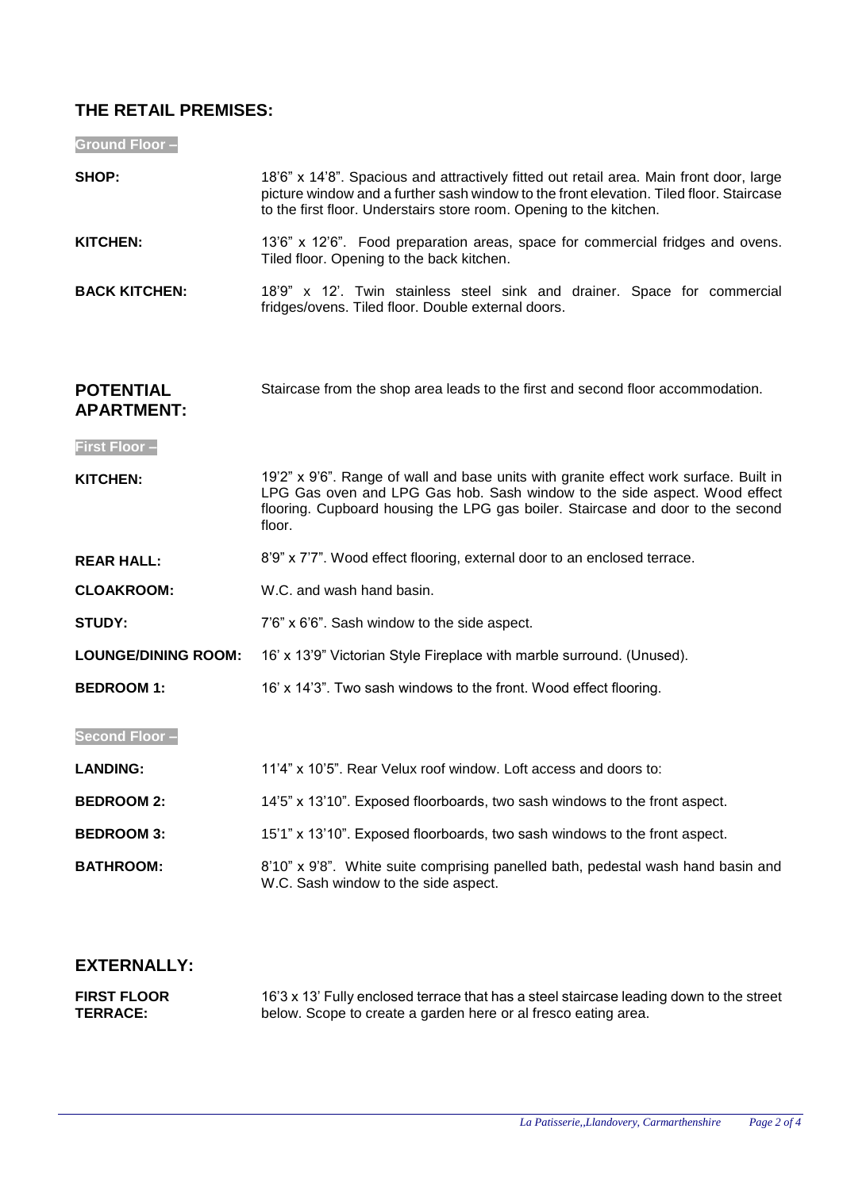## THE RETAIL PREMISES:

### Ground Floor –

**SHOP:** 18'6" x 14'8". Spacious and attractively fitted out retail area. Main front door, large picture window and a further sash window to the front elevation. Tiled floor. Staircase to the first floor. Understairs store room. Opening to the kitchen.

**KITCHEN:** 13'6" x 12'6". Food preparation areas, space for commercial fridges and ovens. Tiled floor. Opening to the back kitchen.

**BACK KITCHEN:** 18'9" x 12'. Twin stainless steel sink and drainer. Space for commercial fridges/ovens. Tiled floor. Double external doors.

## POTENTIAL APARTMENT:

Staircase from the shop area leads to the first and second floor accommodation.

### First Floor –

**KITCHEN:** 19'2" x 9'6". Range of wall and base units with granite effect work surface. Built in LPG Gas oven and LPG Gas hob. Sash window to the side aspect. Wood effect flooring. Cupboard housing the LPG gas boiler. Staircase and door to the second floor.

**REAR HALL:** 8'9" x 7'7". Wood effect flooring, external door to an enclosed terrace.

**CLOAKROOM:** W.C. and wash hand basin.

**STUDY:** 7'6" x 6'6". Sash window to the side aspect.

**LOUNGE/DINING ROOM:** 16' x 13'9" Victorian Style Fireplace with marble surround. (Unused).

**BEDROOM 1:** 16' x 14'3". Two sash windows to the front. Wood effect flooring.

### Second Floor –

**LANDING:** 11'4" x 10'5". Rear Velux roof window. Loft access and doors to:

**BEDROOM 2:** 14'5" x 13'10". Exposed floorboards, two sash windows to the front aspect.

**BEDROOM 3:** 15'1" x 13'10". Exposed floorboards, two sash windows to the front aspect.

**BATHROOM:** 8'10" x 9'8". White suite comprising panelled bath, pedestal wash hand basin and W.C. Sash window to the side aspect.

## EXTERNALLY:

**FIRST FLOOR TERRACE:** 16'3 x 13' Fully enclosed terrace that has a steel staircase leading down to the street below. Scope to create a garden here or al fresco eating area.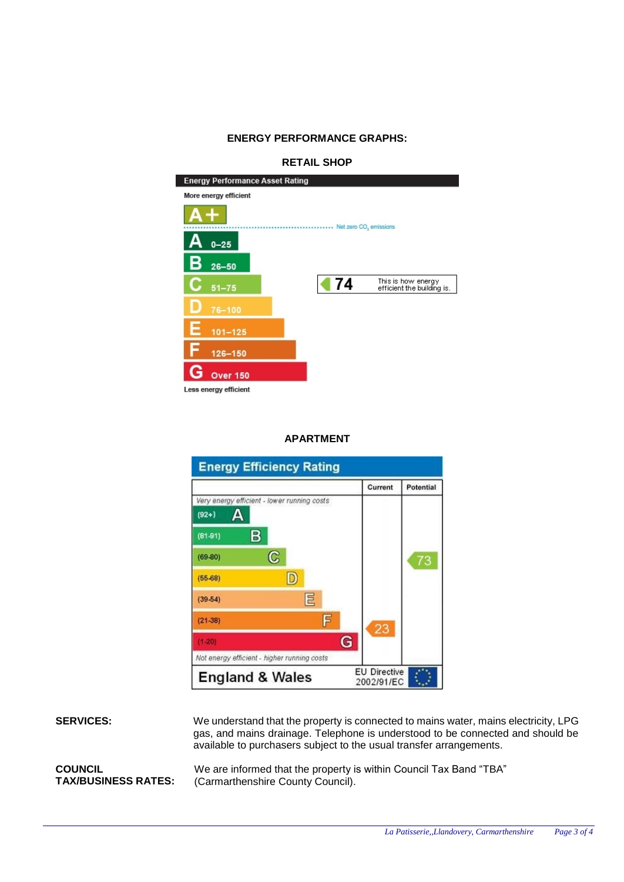## ENERGY PERFORMANCE GRAPHS:

### RETAIL SHOP

**Energy Performance Asset Rating**

More energy efficient

A+ — Net zero $CO_2$ emissions

- A 0–25
- B 26–50
- C 51–75
- D 76–100
- E 101–125
- F 126–150
- G Over 150

Less energy efficient

**74** — This is how energy efficient the building is.

### APARTMENT

**Energy Efficiency Rating**

| | Current | Potential |
|---|---|---|
| *Very energy efficient - lower running costs* | | |
| (92+) A | | |
| (81-91) B | | |
| (69-80) C | | 73 |
| (55-68) D | | |
| (39-54) E | | |
| (21-38) F | 23 | |
| (1-20) G | | |
| *Not energy efficient - higher running costs* | | |
| England & Wales | EU Directive 2002/91/EC | |

**SERVICES:** We understand that the property is connected to mains water, mains electricity, LPG gas, and mains drainage. Telephone is understood to be connected and should be available to purchasers subject to the usual transfer arrangements.

**COUNCIL TAX/BUSINESS RATES:** We are informed that the property is within Council Tax Band "TBA" (Carmarthenshire County Council).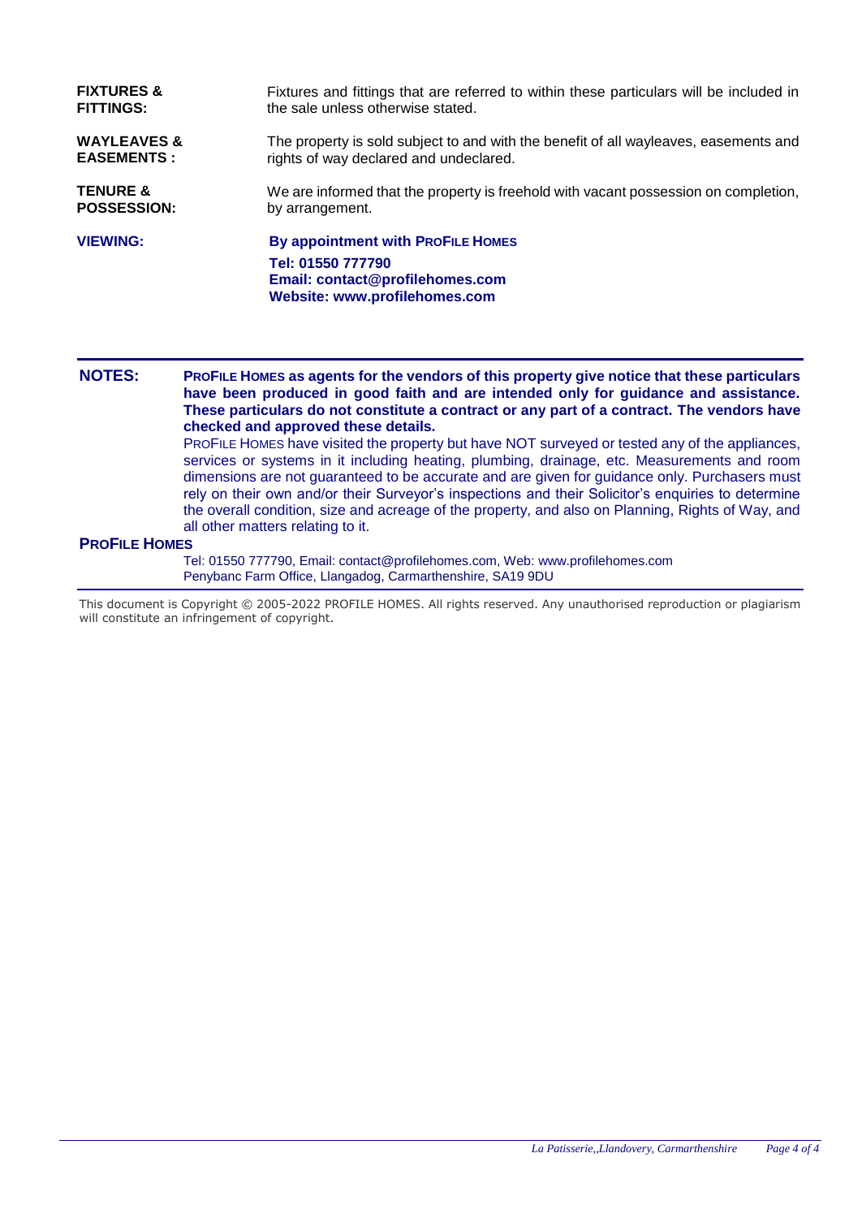| | |
|---|---|
| **FIXTURES & FITTINGS:** | Fixtures and fittings that are referred to within these particulars will be included in the sale unless otherwise stated. |
| **WAYLEAVES & EASEMENTS :** | The property is sold subject to and with the benefit of all wayleaves, easements and rights of way declared and undeclared. |
| **TENURE & POSSESSION:** | We are informed that the property is freehold with vacant possession on completion, by arrangement. |
| **VIEWING:** | **By appointment with PROFILE HOMES**<br>**Tel: 01550 777790**<br>**Email: contact@profilehomes.com**<br>**Website: www.profilehomes.com** |

**NOTES:** **PROFILE HOMES as agents for the vendors of this property give notice that these particulars have been produced in good faith and are intended only for guidance and assistance. These particulars do not constitute a contract or any part of a contract. The vendors have checked and approved these details.**

PROFILE HOMES have visited the property but have NOT surveyed or tested any of the appliances, services or systems in it including heating, plumbing, drainage, etc. Measurements and room dimensions are not guaranteed to be accurate and are given for guidance only. Purchasers must rely on their own and/or their Surveyor's inspections and their Solicitor's enquiries to determine the overall condition, size and acreage of the property, and also on Planning, Rights of Way, and all other matters relating to it.

**PROFILE HOMES**

Tel: 01550 777790, Email: contact@profilehomes.com, Web: www.profilehomes.com
Penybanc Farm Office, Llangadog, Carmarthenshire, SA19 9DU

This document is Copyright © 2005-2022 PROFILE HOMES. All rights reserved. Any unauthorised reproduction or plagiarism will constitute an infringement of copyright.